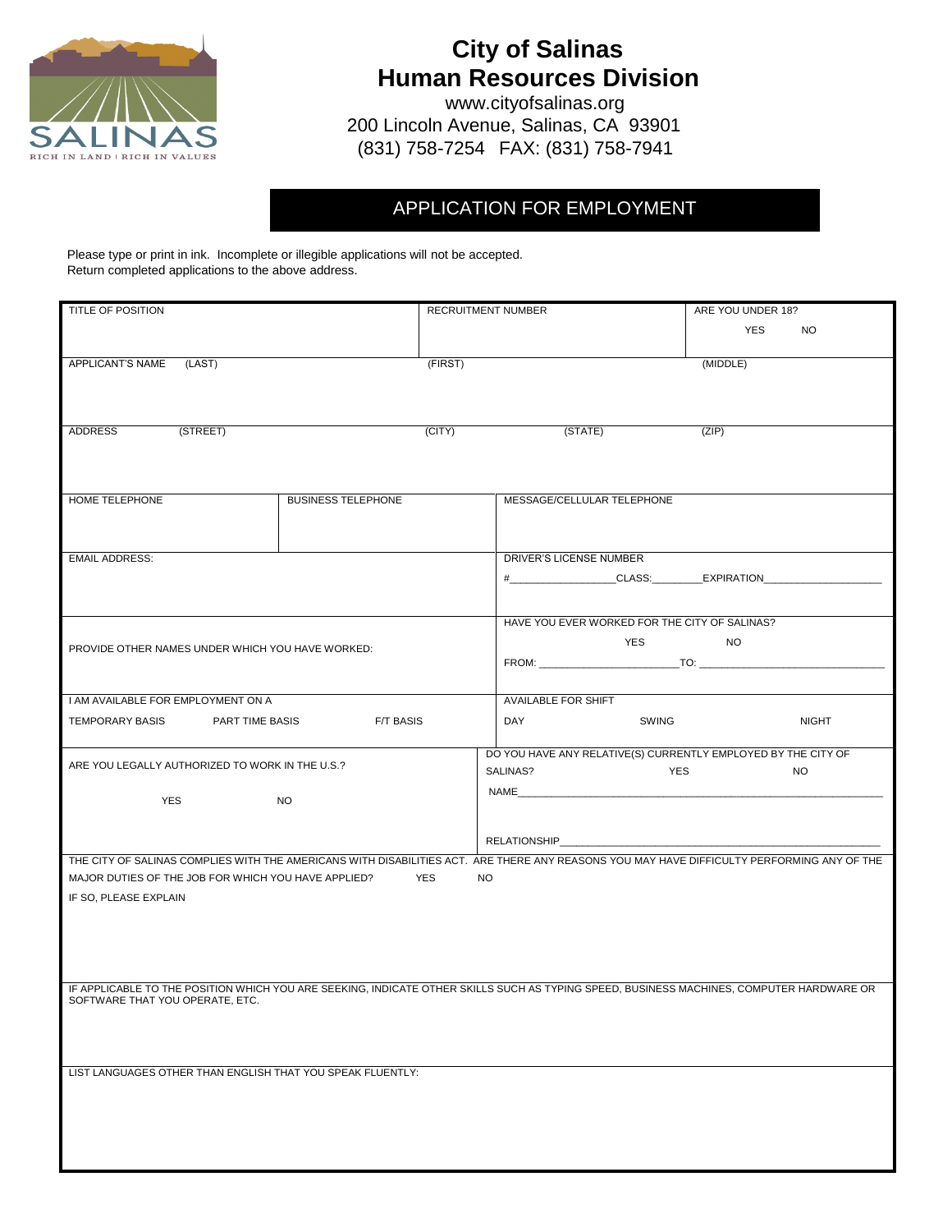# City of Salinas
## Human Resources Division

www.cityofsalinas.org
200 Lincoln Avenue, Salinas, CA 93901
(831) 758-7254 FAX: (831) 758-7941

## APPLICATION FOR EMPLOYMENT

Please type or print in ink. Incomplete or illegible applications will not be accepted.
Return completed applications to the above address.

| TITLE OF POSITION | RECRUITMENT NUMBER | ARE YOU UNDER 18? YES NO |
|---|---|---|

| APPLICANT'S NAME (LAST) | (FIRST) | (MIDDLE) |
|---|---|---|

| ADDRESS (STREET) | (CITY) | (STATE) | (ZIP) |
|---|---|---|---|

| HOME TELEPHONE | BUSINESS TELEPHONE | MESSAGE/CELLULAR TELEPHONE |
|---|---|---|

| EMAIL ADDRESS: | DRIVER'S LICENSE NUMBER #_________________CLASS:________EXPIRATION___________________ |
|---|---|

| PROVIDE OTHER NAMES UNDER WHICH YOU HAVE WORKED: | HAVE YOU EVER WORKED FOR THE CITY OF SALINAS? YES NO FROM: _______________________TO: _______________________________ |
|---|---|

| I AM AVAILABLE FOR EMPLOYMENT ON A TEMPORARY BASIS PART TIME BASIS F/T BASIS | AVAILABLE FOR SHIFT DAY SWING NIGHT |
|---|---|

| ARE YOU LEGALLY AUTHORIZED TO WORK IN THE U.S.? YES NO | DO YOU HAVE ANY RELATIVE(S) CURRENTLY EMPLOYED BY THE CITY OF SALINAS? YES NO NAME______________________________ RELATIONSHIP______________________________ |
|---|---|

THE CITY OF SALINAS COMPLIES WITH THE AMERICANS WITH DISABILITIES ACT. ARE THERE ANY REASONS YOU MAY HAVE DIFFICULTY PERFORMING ANY OF THE MAJOR DUTIES OF THE JOB FOR WHICH YOU HAVE APPLIED? YES NO

IF SO, PLEASE EXPLAIN

IF APPLICABLE TO THE POSITION WHICH YOU ARE SEEKING, INDICATE OTHER SKILLS SUCH AS TYPING SPEED, BUSINESS MACHINES, COMPUTER HARDWARE OR SOFTWARE THAT YOU OPERATE, ETC.

LIST LANGUAGES OTHER THAN ENGLISH THAT YOU SPEAK FLUENTLY: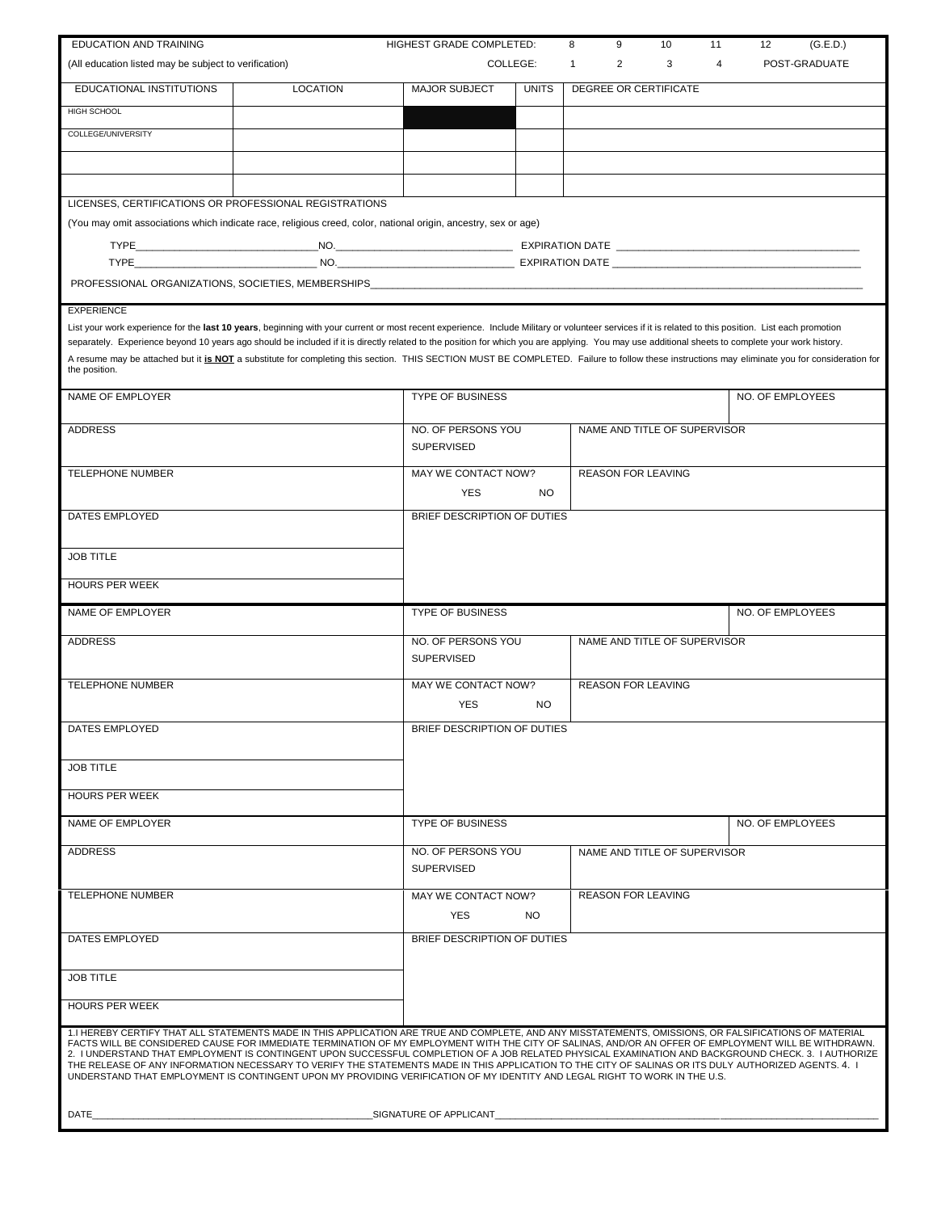| EDUCATION AND TRAINING | | HIGHEST GRADE COMPLETED: 8 9 10 11 12 (G.E.D.) | | |
|---|---|---|---|---|
| (All education listed may be subject to verification) | | COLLEGE: 1 2 3 4 POST-GRADUATE | | |
| EDUCATIONAL INSTITUTIONS | LOCATION | MAJOR SUBJECT | UNITS | DEGREE OR CERTIFICATE |
| HIGH SCHOOL | | | | |
| COLLEGE/UNIVERSITY | | | | |
| | | | | |
| | | | | |

LICENSES, CERTIFICATIONS OR PROFESSIONAL REGISTRATIONS

(You may omit associations which indicate race, religious creed, color, national origin, ancestry, sex or age)

TYPE_______________________________NO._____________________________ EXPIRATION DATE ________________________________________

TYPE_______________________________ NO._____________________________ EXPIRATION DATE ________________________________________

PROFESSIONAL ORGANIZATIONS, SOCIETIES, MEMBERSHIPS_______________________________________________________________________________

EXPERIENCE

List your work experience for the **last 10 years**, beginning with your current or most recent experience. Include Military or volunteer services if it is related to this position. List each promotion separately. Experience beyond 10 years ago should be included if it is directly related to the position for which you are applying. You may use additional sheets to complete your work history.

A resume may be attached but it **is NOT** a substitute for completing this section. THIS SECTION MUST BE COMPLETED. Failure to follow these instructions may eliminate you for consideration for the position.

| NAME OF EMPLOYER | TYPE OF BUSINESS | | NO. OF EMPLOYEES |
|---|---|---|---|
| ADDRESS | NO. OF PERSONS YOU SUPERVISED | NAME AND TITLE OF SUPERVISOR | |
| TELEPHONE NUMBER | MAY WE CONTACT NOW? YES NO | REASON FOR LEAVING | |
| DATES EMPLOYED | BRIEF DESCRIPTION OF DUTIES | | |
| JOB TITLE | | | |
| HOURS PER WEEK | | | |

| NAME OF EMPLOYER | TYPE OF BUSINESS | | NO. OF EMPLOYEES |
|---|---|---|---|
| ADDRESS | NO. OF PERSONS YOU SUPERVISED | NAME AND TITLE OF SUPERVISOR | |
| TELEPHONE NUMBER | MAY WE CONTACT NOW? YES NO | REASON FOR LEAVING | |
| DATES EMPLOYED | BRIEF DESCRIPTION OF DUTIES | | |
| JOB TITLE | | | |
| HOURS PER WEEK | | | |

| NAME OF EMPLOYER | TYPE OF BUSINESS | | NO. OF EMPLOYEES |
|---|---|---|---|
| ADDRESS | NO. OF PERSONS YOU SUPERVISED | NAME AND TITLE OF SUPERVISOR | |
| TELEPHONE NUMBER | MAY WE CONTACT NOW? YES NO | REASON FOR LEAVING | |
| DATES EMPLOYED | BRIEF DESCRIPTION OF DUTIES | | |
| JOB TITLE | | | |
| HOURS PER WEEK | | | |

1.I HEREBY CERTIFY THAT ALL STATEMENTS MADE IN THIS APPLICATION ARE TRUE AND COMPLETE, AND ANY MISSTATEMENTS, OMISSIONS, OR FALSIFICATIONS OF MATERIAL FACTS WILL BE CONSIDERED CAUSE FOR IMMEDIATE TERMINATION OF MY EMPLOYMENT WITH THE CITY OF SALINAS, AND/OR AN OFFER OF EMPLOYMENT WILL BE WITHDRAWN. 2. I UNDERSTAND THAT EMPLOYMENT IS CONTINGENT UPON SUCCESSFUL COMPLETION OF A JOB RELATED PHYSICAL EXAMINATION AND BACKGROUND CHECK. 3. I AUTHORIZE THE RELEASE OF ANY INFORMATION NECESSARY TO VERIFY THE STATEMENTS MADE IN THIS APPLICATION TO THE CITY OF SALINAS OR ITS DULY AUTHORIZED AGENTS. 4. I UNDERSTAND THAT EMPLOYMENT IS CONTINGENT UPON MY PROVIDING VERIFICATION OF MY IDENTITY AND LEGAL RIGHT TO WORK IN THE U.S.

DATE_____________________________________________SIGNATURE OF APPLICANT_____________________________________________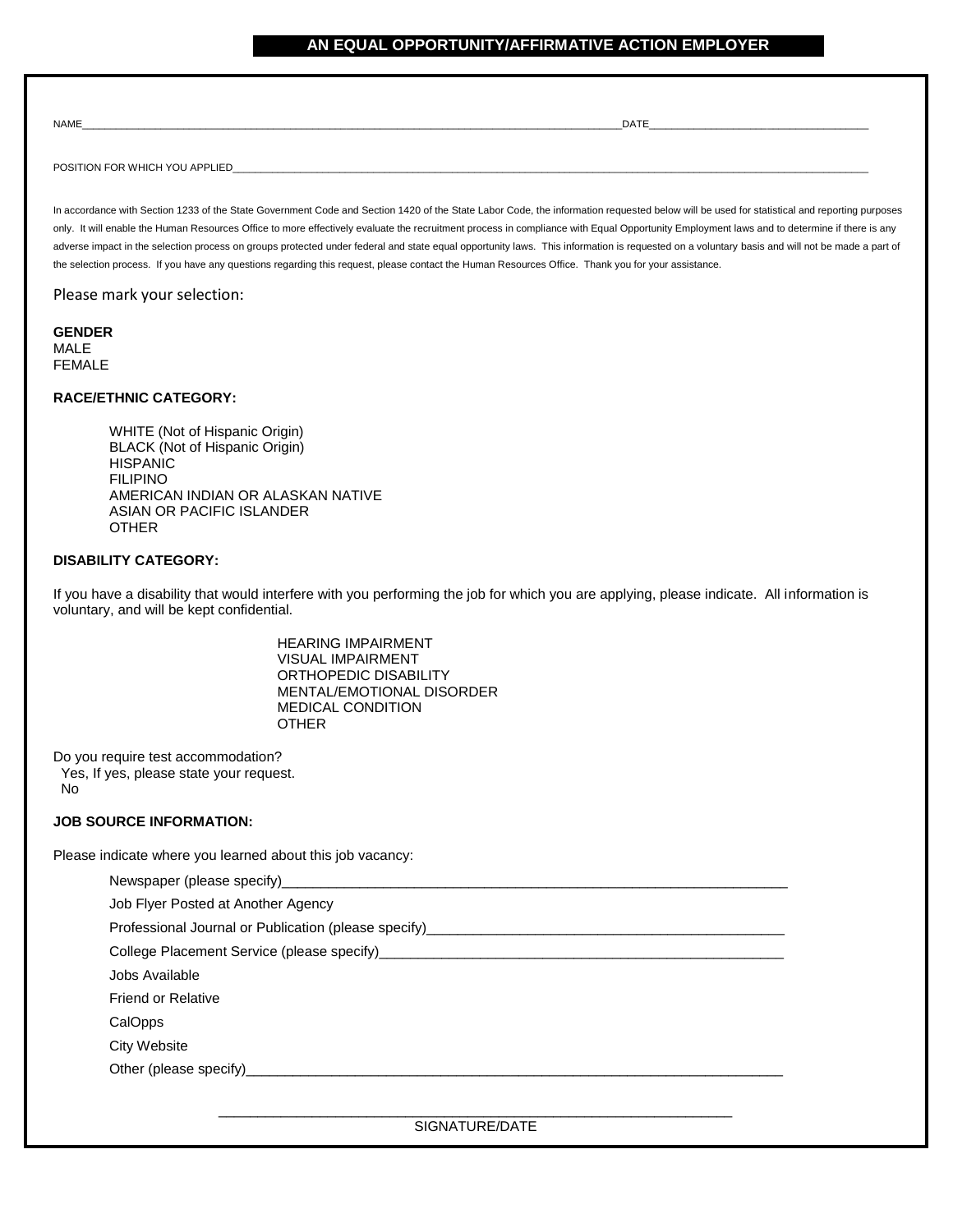**AN EQUAL OPPORTUNITY/AFFIRMATIVE ACTION EMPLOYER**

NAME\_\_\_\_\_\_\_\_\_\_\_\_\_\_\_\_\_\_\_\_\_\_\_\_\_\_\_\_\_\_\_\_\_\_\_\_\_\_\_\_\_\_\_\_\_\_\_\_\_\_\_\_\_\_\_\_\_\_\_\_\_\_\_\_\_\_\_\_\_\_\_\_\_\_\_\_\_\_\_\_DATE\_\_\_\_\_\_\_\_\_\_\_\_\_\_\_\_\_\_\_\_\_\_\_\_\_\_\_\_\_\_\_\_\_\_\_\_

POSITION FOR WHICH YOU APPLIED\_\_\_\_\_\_\_\_\_\_\_\_\_\_\_\_\_\_\_\_\_\_\_\_\_\_\_\_\_\_\_\_\_\_\_\_\_\_\_\_\_\_\_\_\_\_\_\_\_\_\_\_\_\_\_\_\_\_\_\_\_\_\_\_\_\_\_\_\_\_\_\_\_\_\_\_\_\_\_\_\_\_

In accordance with Section 1233 of the State Government Code and Section 1420 of the State Labor Code, the information requested below will be used for statistical and reporting purposes only. It will enable the Human Resources Office to more effectively evaluate the recruitment process in compliance with Equal Opportunity Employment laws and to determine if there is any adverse impact in the selection process on groups protected under federal and state equal opportunity laws. This information is requested on a voluntary basis and will not be made a part of the selection process. If you have any questions regarding this request, please contact the Human Resources Office. Thank you for your assistance.

Please mark your selection:

**GENDER**

MALE
FEMALE

**RACE/ETHNIC CATEGORY:**

WHITE (Not of Hispanic Origin)
BLACK (Not of Hispanic Origin)
HISPANIC
FILIPINO
AMERICAN INDIAN OR ALASKAN NATIVE
ASIAN OR PACIFIC ISLANDER
OTHER

**DISABILITY CATEGORY:**

If you have a disability that would interfere with you performing the job for which you are applying, please indicate. All information is voluntary, and will be kept confidential.

HEARING IMPAIRMENT
VISUAL IMPAIRMENT
ORTHOPEDIC DISABILITY
MENTAL/EMOTIONAL DISORDER
MEDICAL CONDITION
OTHER

Do you require test accommodation?
Yes, If yes, please state your request.
No

**JOB SOURCE INFORMATION:**

Please indicate where you learned about this job vacancy:

Newspaper (please specify)\_\_\_\_\_\_\_\_\_\_\_\_\_\_\_\_\_\_\_\_\_\_\_\_\_\_\_\_\_\_\_\_\_\_\_\_\_\_\_\_\_\_\_\_\_\_\_\_\_\_\_\_\_\_\_\_\_\_\_\_\_\_\_\_\_\_

Job Flyer Posted at Another Agency

Professional Journal or Publication (please specify)\_\_\_\_\_\_\_\_\_\_\_\_\_\_\_\_\_\_\_\_\_\_\_\_\_\_\_\_\_\_\_\_\_\_\_\_\_\_\_\_\_\_\_\_\_\_\_

College Placement Service (please specify)\_\_\_\_\_\_\_\_\_\_\_\_\_\_\_\_\_\_\_\_\_\_\_\_\_\_\_\_\_\_\_\_\_\_\_\_\_\_\_\_\_\_\_\_\_\_\_\_\_\_\_\_\_

Jobs Available

Friend or Relative

CalOpps

City Website

Other (please specify)\_\_\_\_\_\_\_\_\_\_\_\_\_\_\_\_\_\_\_\_\_\_\_\_\_\_\_\_\_\_\_\_\_\_\_\_\_\_\_\_\_\_\_\_\_\_\_\_\_\_\_\_\_\_\_\_\_\_\_\_\_\_\_\_\_\_\_\_\_\_\_\_

\_\_\_\_\_\_\_\_\_\_\_\_\_\_\_\_\_\_\_\_\_\_\_\_\_\_\_\_\_\_\_\_\_\_\_\_\_\_\_\_\_\_\_\_\_\_\_\_\_\_\_\_\_\_\_\_\_\_\_\_\_\_\_\_\_\_\_
SIGNATURE/DATE